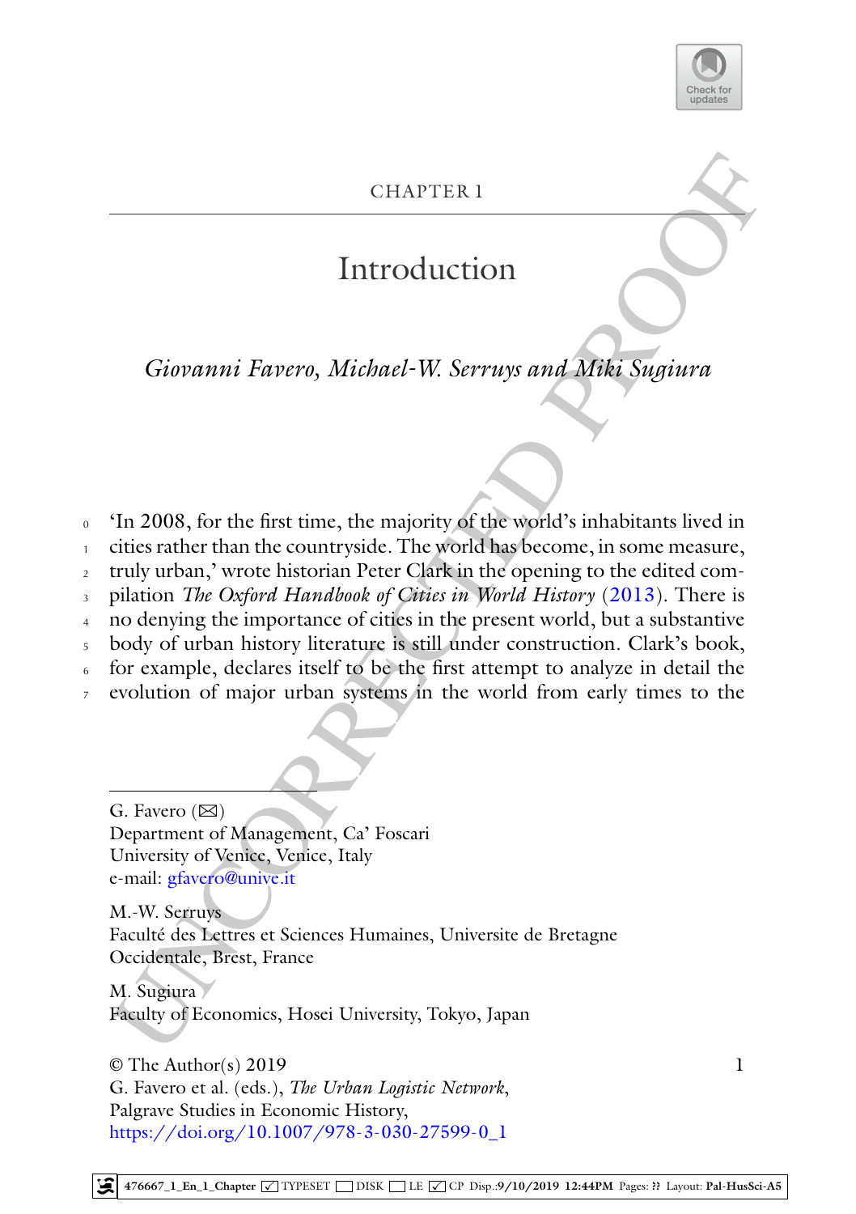# CHAPTER 1

# Introduction

*Giovanni Favero, Michael-W. Serruys and Miki Sugiura*

'In 2008, for the first time, the majority of the world's inhabitants lived in cities rather than the countryside. The world has become, in some measure, truly urban,' wrote historian Peter Clark in the opening to the edited compilation *The Oxford Handbook of Cities in World History* (2013). There is no denying the importance of cities in the present world, but a substantive body of urban history literature is still under construction. Clark's book, for example, declares itself to be the first attempt to analyze in detail the evolution of major urban systems in the world from early times to the

---

G. Favero (✉)
Department of Management, Ca' Foscari University of Venice, Venice, Italy
e-mail: gfavero@unive.it

M.-W. Serruys
Faculté des Lettres et Sciences Humaines, Universite de Bretagne Occidentale, Brest, France

M. Sugiura
Faculty of Economics, Hosei University, Tokyo, Japan

© The Author(s) 2019
G. Favero et al. (eds.), *The Urban Logistic Network*, Palgrave Studies in Economic History,
https://doi.org/10.1007/978-3-030-27599-0_1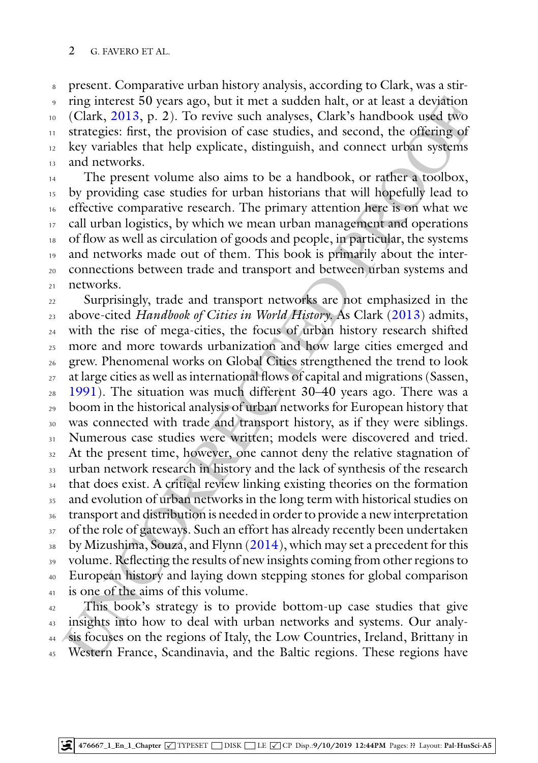present. Comparative urban history analysis, according to Clark, was a stirring interest 50 years ago, but it met a sudden halt, or at least a deviation (Clark, 2013, p. 2). To revive such analyses, Clark's handbook used two strategies: first, the provision of case studies, and second, the offering of key variables that help explicate, distinguish, and connect urban systems and networks.

The present volume also aims to be a handbook, or rather a toolbox, by providing case studies for urban historians that will hopefully lead to effective comparative research. The primary attention here is on what we call urban logistics, by which we mean urban management and operations of flow as well as circulation of goods and people, in particular, the systems and networks made out of them. This book is primarily about the interconnections between trade and transport and between urban systems and networks.

Surprisingly, trade and transport networks are not emphasized in the above-cited *Handbook of Cities in World History*. As Clark (2013) admits, with the rise of mega-cities, the focus of urban history research shifted more and more towards urbanization and how large cities emerged and grew. Phenomenal works on Global Cities strengthened the trend to look at large cities as well as international flows of capital and migrations (Sassen, 1991). The situation was much different 30–40 years ago. There was a boom in the historical analysis of urban networks for European history that was connected with trade and transport history, as if they were siblings. Numerous case studies were written; models were discovered and tried. At the present time, however, one cannot deny the relative stagnation of urban network research in history and the lack of synthesis of the research that does exist. A critical review linking existing theories on the formation and evolution of urban networks in the long term with historical studies on transport and distribution is needed in order to provide a new interpretation of the role of gateways. Such an effort has already recently been undertaken by Mizushima, Souza, and Flynn (2014), which may set a precedent for this volume. Reflecting the results of new insights coming from other regions to European history and laying down stepping stones for global comparison is one of the aims of this volume.

This book's strategy is to provide bottom-up case studies that give insights into how to deal with urban networks and systems. Our analysis focuses on the regions of Italy, the Low Countries, Ireland, Brittany in Western France, Scandinavia, and the Baltic regions. These regions have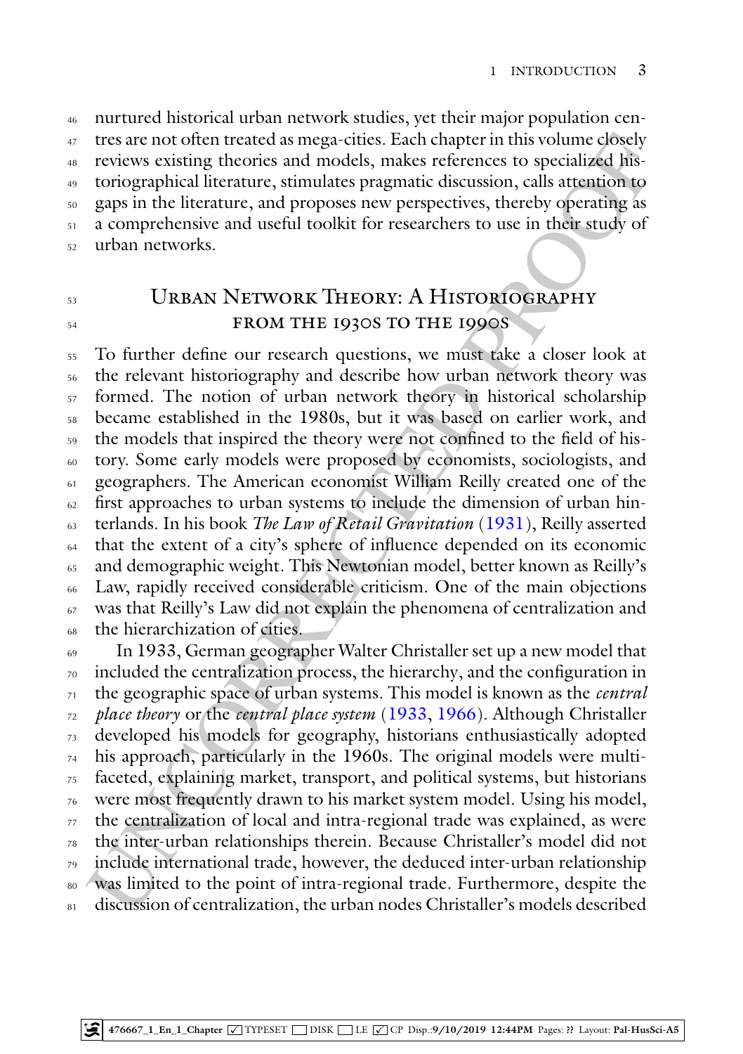nurtured historical urban network studies, yet their major population centres are not often treated as mega-cities. Each chapter in this volume closely reviews existing theories and models, makes references to specialized historiographical literature, stimulates pragmatic discussion, calls attention to gaps in the literature, and proposes new perspectives, thereby operating as a comprehensive and useful toolkit for researchers to use in their study of urban networks.

## Urban Network Theory: A Historiography from the 1930s to the 1990s

To further define our research questions, we must take a closer look at the relevant historiography and describe how urban network theory was formed. The notion of urban network theory in historical scholarship became established in the 1980s, but it was based on earlier work, and the models that inspired the theory were not confined to the field of history. Some early models were proposed by economists, sociologists, and geographers. The American economist William Reilly created one of the first approaches to urban systems to include the dimension of urban hinterlands. In his book *The Law of Retail Gravitation* (1931), Reilly asserted that the extent of a city's sphere of influence depended on its economic and demographic weight. This Newtonian model, better known as Reilly's Law, rapidly received considerable criticism. One of the main objections was that Reilly's Law did not explain the phenomena of centralization and the hierarchization of cities.

In 1933, German geographer Walter Christaller set up a new model that included the centralization process, the hierarchy, and the configuration in the geographic space of urban systems. This model is known as the *central place theory* or the *central place system* (1933, 1966). Although Christaller developed his models for geography, historians enthusiastically adopted his approach, particularly in the 1960s. The original models were multi-faceted, explaining market, transport, and political systems, but historians were most frequently drawn to his market system model. Using his model, the centralization of local and intra-regional trade was explained, as were the inter-urban relationships therein. Because Christaller's model did not include international trade, however, the deduced inter-urban relationship was limited to the point of intra-regional trade. Furthermore, despite the discussion of centralization, the urban nodes Christaller's models described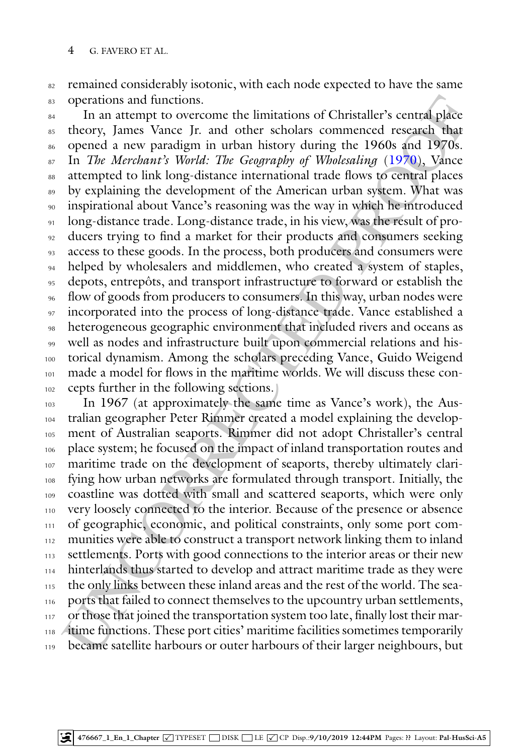remained considerably isotonic, with each node expected to have the same operations and functions.

In an attempt to overcome the limitations of Christaller's central place theory, James Vance Jr. and other scholars commenced research that opened a new paradigm in urban history during the 1960s and 1970s. In *The Merchant's World: The Geography of Wholesaling* (1970), Vance attempted to link long-distance international trade flows to central places by explaining the development of the American urban system. What was inspirational about Vance's reasoning was the way in which he introduced long-distance trade. Long-distance trade, in his view, was the result of producers trying to find a market for their products and consumers seeking access to these goods. In the process, both producers and consumers were helped by wholesalers and middlemen, who created a system of staples, depots, entrepôts, and transport infrastructure to forward or establish the flow of goods from producers to consumers. In this way, urban nodes were incorporated into the process of long-distance trade. Vance established a heterogeneous geographic environment that included rivers and oceans as well as nodes and infrastructure built upon commercial relations and historical dynamism. Among the scholars preceding Vance, Guido Weigend made a model for flows in the maritime worlds. We will discuss these concepts further in the following sections.

In 1967 (at approximately the same time as Vance's work), the Australian geographer Peter Rimmer created a model explaining the development of Australian seaports. Rimmer did not adopt Christaller's central place system; he focused on the impact of inland transportation routes and maritime trade on the development of seaports, thereby ultimately clarifying how urban networks are formulated through transport. Initially, the coastline was dotted with small and scattered seaports, which were only very loosely connected to the interior. Because of the presence or absence of geographic, economic, and political constraints, only some port communities were able to construct a transport network linking them to inland settlements. Ports with good connections to the interior areas or their new hinterlands thus started to develop and attract maritime trade as they were the only links between these inland areas and the rest of the world. The seaports that failed to connect themselves to the upcountry urban settlements, or those that joined the transportation system too late, finally lost their maritime functions. These port cities' maritime facilities sometimes temporarily became satellite harbours or outer harbours of their larger neighbours, but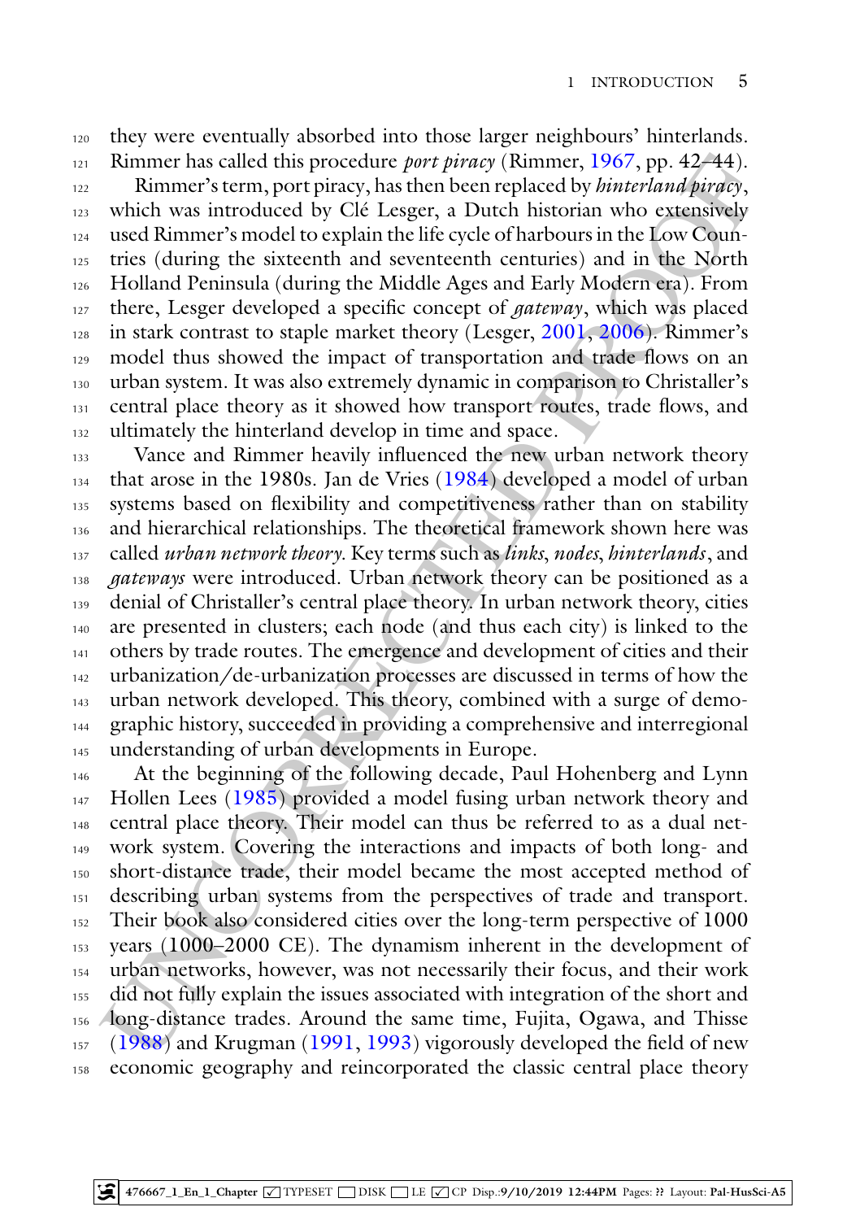they were eventually absorbed into those larger neighbours' hinterlands. Rimmer has called this procedure *port piracy* (Rimmer, 1967, pp. 42–44).

Rimmer's term, port piracy, has then been replaced by *hinterland piracy*, which was introduced by Clé Lesger, a Dutch historian who extensively used Rimmer's model to explain the life cycle of harbours in the Low Countries (during the sixteenth and seventeenth centuries) and in the North Holland Peninsula (during the Middle Ages and Early Modern era). From there, Lesger developed a specific concept of *gateway*, which was placed in stark contrast to staple market theory (Lesger, 2001, 2006). Rimmer's model thus showed the impact of transportation and trade flows on an urban system. It was also extremely dynamic in comparison to Christaller's central place theory as it showed how transport routes, trade flows, and ultimately the hinterland develop in time and space.

Vance and Rimmer heavily influenced the new urban network theory that arose in the 1980s. Jan de Vries (1984) developed a model of urban systems based on flexibility and competitiveness rather than on stability and hierarchical relationships. The theoretical framework shown here was called *urban network theory*. Key terms such as *links*, *nodes*, *hinterlands*, and *gateways* were introduced. Urban network theory can be positioned as a denial of Christaller's central place theory. In urban network theory, cities are presented in clusters; each node (and thus each city) is linked to the others by trade routes. The emergence and development of cities and their urbanization/de-urbanization processes are discussed in terms of how the urban network developed. This theory, combined with a surge of demographic history, succeeded in providing a comprehensive and interregional understanding of urban developments in Europe.

At the beginning of the following decade, Paul Hohenberg and Lynn Hollen Lees (1985) provided a model fusing urban network theory and central place theory. Their model can thus be referred to as a dual network system. Covering the interactions and impacts of both long- and short-distance trade, their model became the most accepted method of describing urban systems from the perspectives of trade and transport. Their book also considered cities over the long-term perspective of 1000 years (1000–2000 CE). The dynamism inherent in the development of urban networks, however, was not necessarily their focus, and their work did not fully explain the issues associated with integration of the short and long-distance trades. Around the same time, Fujita, Ogawa, and Thisse (1988) and Krugman (1991, 1993) vigorously developed the field of new economic geography and reincorporated the classic central place theory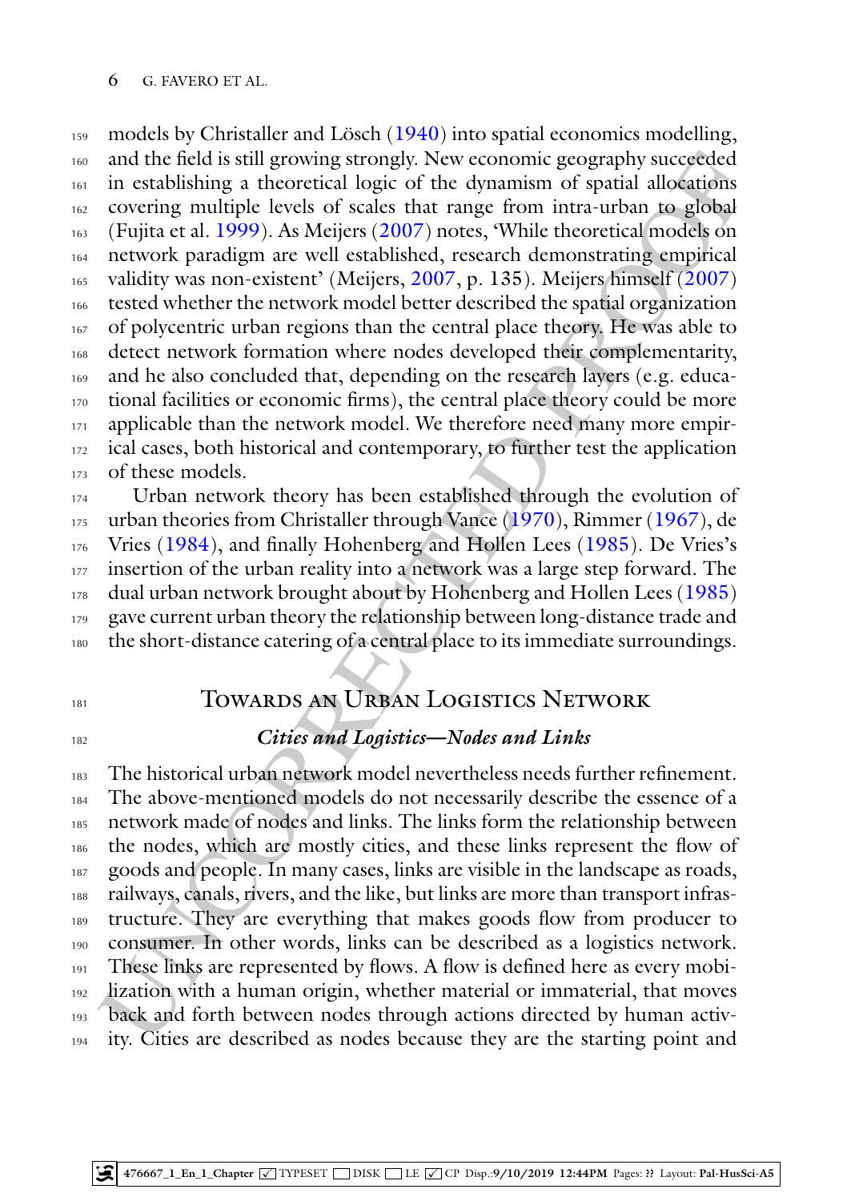models by Christaller and Lösch (1940) into spatial economics modelling, and the field is still growing strongly. New economic geography succeeded in establishing a theoretical logic of the dynamism of spatial allocations covering multiple levels of scales that range from intra-urban to global (Fujita et al. 1999). As Meijers (2007) notes, 'While theoretical models on network paradigm are well established, research demonstrating empirical validity was non-existent' (Meijers, 2007, p. 135). Meijers himself (2007) tested whether the network model better described the spatial organization of polycentric urban regions than the central place theory. He was able to detect network formation where nodes developed their complementarity, and he also concluded that, depending on the research layers (e.g. educational facilities or economic firms), the central place theory could be more applicable than the network model. We therefore need many more empirical cases, both historical and contemporary, to further test the application of these models.

Urban network theory has been established through the evolution of urban theories from Christaller through Vance (1970), Rimmer (1967), de Vries (1984), and finally Hohenberg and Hollen Lees (1985). De Vries's insertion of the urban reality into a network was a large step forward. The dual urban network brought about by Hohenberg and Hollen Lees (1985) gave current urban theory the relationship between long-distance trade and the short-distance catering of a central place to its immediate surroundings.

## Towards an Urban Logistics Network

### *Cities and Logistics—Nodes and Links*

The historical urban network model nevertheless needs further refinement. The above-mentioned models do not necessarily describe the essence of a network made of nodes and links. The links form the relationship between the nodes, which are mostly cities, and these links represent the flow of goods and people. In many cases, links are visible in the landscape as roads, railways, canals, rivers, and the like, but links are more than transport infrastructure. They are everything that makes goods flow from producer to consumer. In other words, links can be described as a logistics network. These links are represented by flows. A flow is defined here as every mobilization with a human origin, whether material or immaterial, that moves back and forth between nodes through actions directed by human activity. Cities are described as nodes because they are the starting point and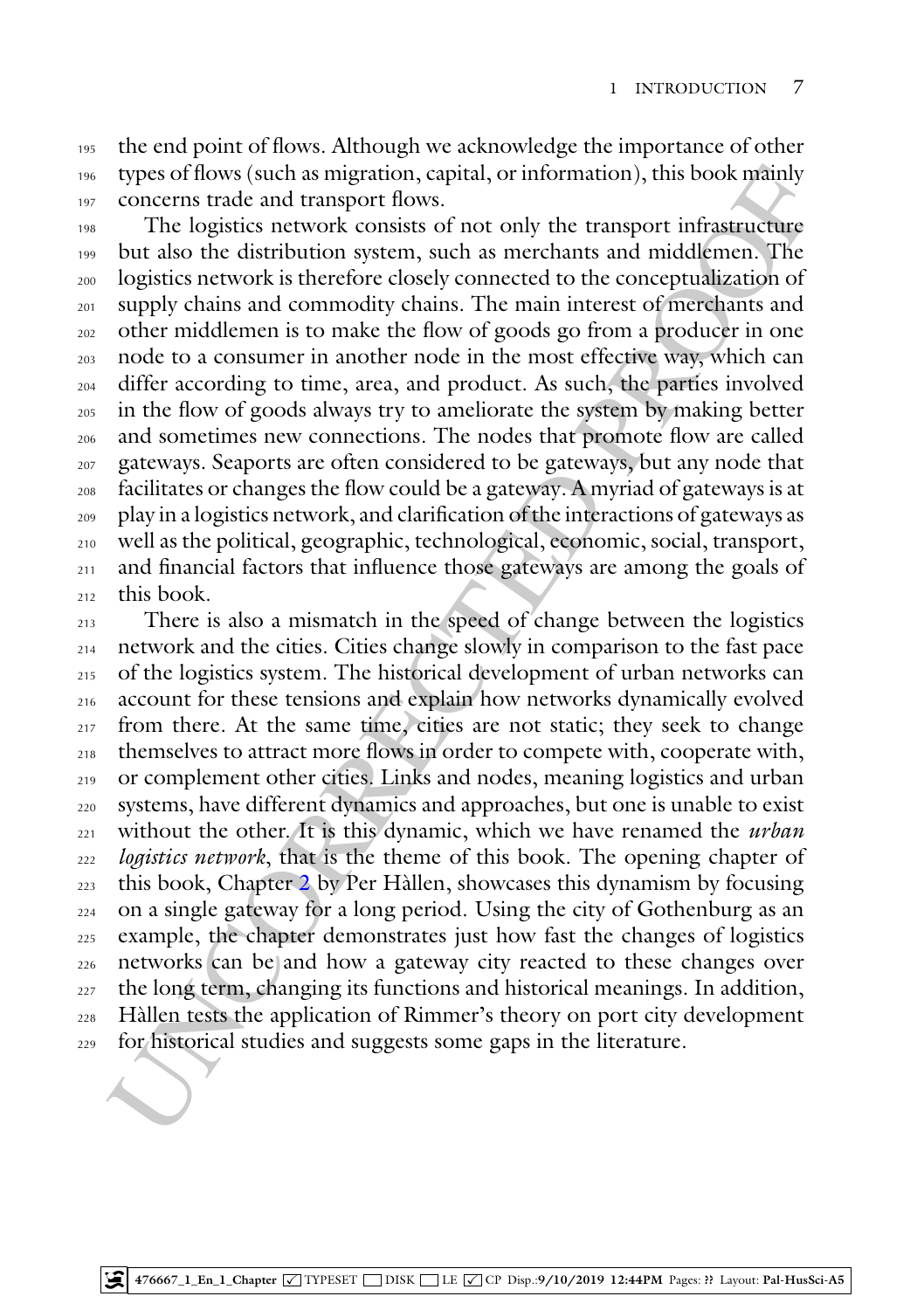the end point of flows. Although we acknowledge the importance of other types of flows (such as migration, capital, or information), this book mainly concerns trade and transport flows.

The logistics network consists of not only the transport infrastructure but also the distribution system, such as merchants and middlemen. The logistics network is therefore closely connected to the conceptualization of supply chains and commodity chains. The main interest of merchants and other middlemen is to make the flow of goods go from a producer in one node to a consumer in another node in the most effective way, which can differ according to time, area, and product. As such, the parties involved in the flow of goods always try to ameliorate the system by making better and sometimes new connections. The nodes that promote flow are called gateways. Seaports are often considered to be gateways, but any node that facilitates or changes the flow could be a gateway. A myriad of gateways is at play in a logistics network, and clarification of the interactions of gateways as well as the political, geographic, technological, economic, social, transport, and financial factors that influence those gateways are among the goals of this book.

There is also a mismatch in the speed of change between the logistics network and the cities. Cities change slowly in comparison to the fast pace of the logistics system. The historical development of urban networks can account for these tensions and explain how networks dynamically evolved from there. At the same time, cities are not static; they seek to change themselves to attract more flows in order to compete with, cooperate with, or complement other cities. Links and nodes, meaning logistics and urban systems, have different dynamics and approaches, but one is unable to exist without the other. It is this dynamic, which we have renamed the *urban logistics network*, that is the theme of this book. The opening chapter of this book, Chapter 2 by Per Hàllen, showcases this dynamism by focusing on a single gateway for a long period. Using the city of Gothenburg as an example, the chapter demonstrates just how fast the changes of logistics networks can be and how a gateway city reacted to these changes over the long term, changing its functions and historical meanings. In addition, Hàllen tests the application of Rimmer's theory on port city development for historical studies and suggests some gaps in the literature.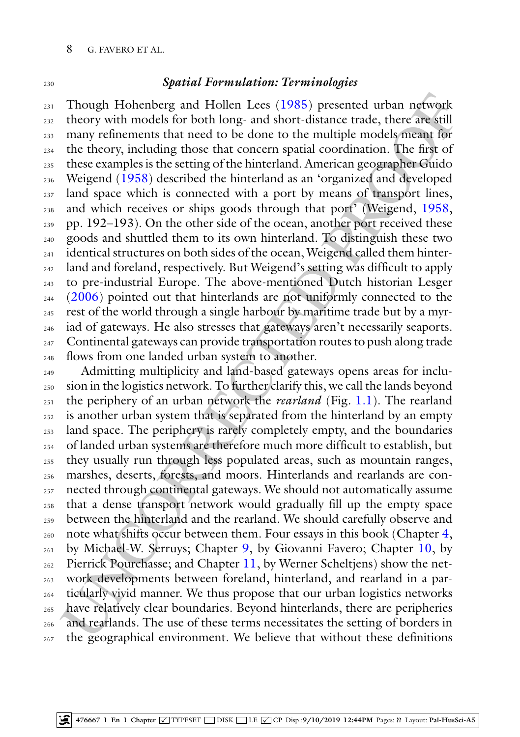### *Spatial Formulation: Terminologies*

Though Hohenberg and Hollen Lees (1985) presented urban network theory with models for both long- and short-distance trade, there are still many refinements that need to be done to the multiple models meant for the theory, including those that concern spatial coordination. The first of these examples is the setting of the hinterland. American geographer Guido Weigend (1958) described the hinterland as an 'organized and developed land space which is connected with a port by means of transport lines, and which receives or ships goods through that port' (Weigend, 1958, pp. 192–193). On the other side of the ocean, another port received these goods and shuttled them to its own hinterland. To distinguish these two identical structures on both sides of the ocean, Weigend called them hinterland and foreland, respectively. But Weigend's setting was difficult to apply to pre-industrial Europe. The above-mentioned Dutch historian Lesger (2006) pointed out that hinterlands are not uniformly connected to the rest of the world through a single harbour by maritime trade but by a myriad of gateways. He also stresses that gateways aren't necessarily seaports. Continental gateways can provide transportation routes to push along trade flows from one landed urban system to another.

Admitting multiplicity and land-based gateways opens areas for inclusion in the logistics network. To further clarify this, we call the lands beyond the periphery of an urban network the *rearland* (Fig. 1.1). The rearland is another urban system that is separated from the hinterland by an empty land space. The periphery is rarely completely empty, and the boundaries of landed urban systems are therefore much more difficult to establish, but they usually run through less populated areas, such as mountain ranges, marshes, deserts, forests, and moors. Hinterlands and rearlands are connected through continental gateways. We should not automatically assume that a dense transport network would gradually fill up the empty space between the hinterland and the rearland. We should carefully observe and note what shifts occur between them. Four essays in this book (Chapter 4, by Michael-W. Serruys; Chapter 9, by Giovanni Favero; Chapter 10, by Pierrick Pourchasse; and Chapter 11, by Werner Scheltjens) show the network developments between foreland, hinterland, and rearland in a particularly vivid manner. We thus propose that our urban logistics networks have relatively clear boundaries. Beyond hinterlands, there are peripheries and rearlands. The use of these terms necessitates the setting of borders in the geographical environment. We believe that without these definitions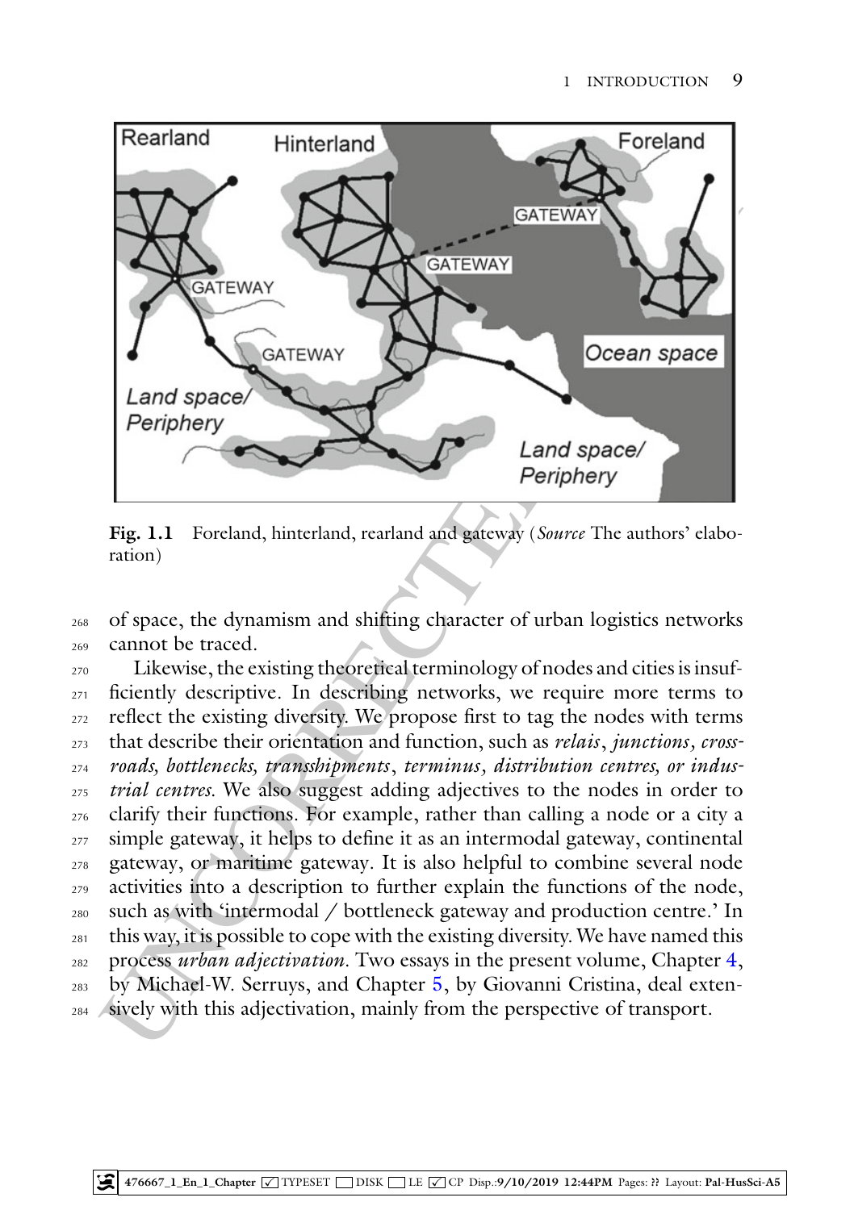Fig. 1.1 Foreland, hinterland, rearland and gateway (*Source* The authors' elaboration)

of space, the dynamism and shifting character of urban logistics networks cannot be traced.

Likewise, the existing theoretical terminology of nodes and cities is insufficiently descriptive. In describing networks, we require more terms to reflect the existing diversity. We propose first to tag the nodes with terms that describe their orientation and function, such as *relais*, *junctions*, *crossroads, bottlenecks, transshipments*, *terminus*, *distribution centres, or industrial centres*. We also suggest adding adjectives to the nodes in order to clarify their functions. For example, rather than calling a node or a city a simple gateway, it helps to define it as an intermodal gateway, continental gateway, or maritime gateway. It is also helpful to combine several node activities into a description to further explain the functions of the node, such as with 'intermodal / bottleneck gateway and production centre.' In this way, it is possible to cope with the existing diversity. We have named this process *urban adjectivation*. Two essays in the present volume, Chapter 4, by Michael-W. Serruys, and Chapter 5, by Giovanni Cristina, deal extensively with this adjectivation, mainly from the perspective of transport.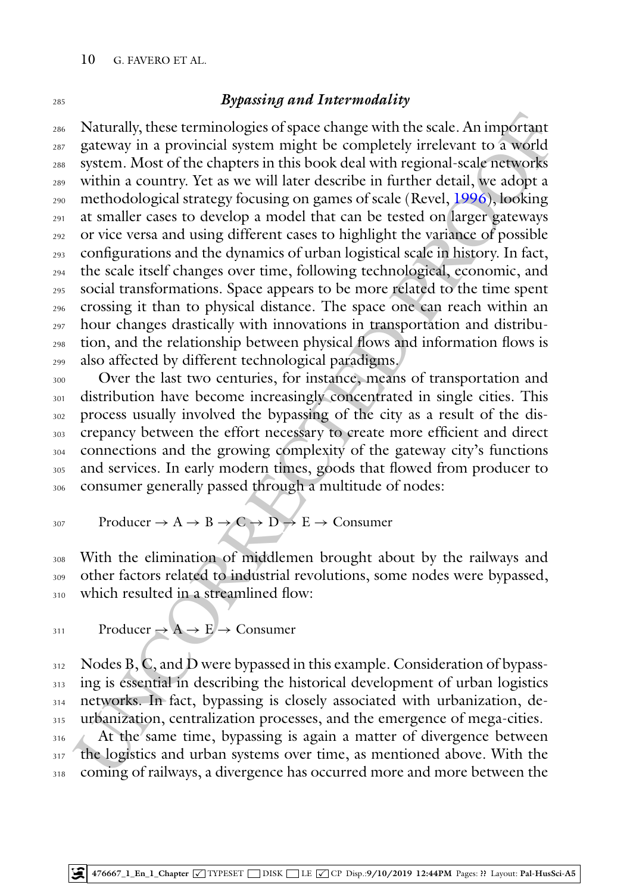### *Bypassing and Intermodality*

Naturally, these terminologies of space change with the scale. An important gateway in a provincial system might be completely irrelevant to a world system. Most of the chapters in this book deal with regional-scale networks within a country. Yet as we will later describe in further detail, we adopt a methodological strategy focusing on games of scale (Revel, 1996), looking at smaller cases to develop a model that can be tested on larger gateways or vice versa and using different cases to highlight the variance of possible configurations and the dynamics of urban logistical scale in history. In fact, the scale itself changes over time, following technological, economic, and social transformations. Space appears to be more related to the time spent crossing it than to physical distance. The space one can reach within an hour changes drastically with innovations in transportation and distribution, and the relationship between physical flows and information flows is also affected by different technological paradigms.

Over the last two centuries, for instance, means of transportation and distribution have become increasingly concentrated in single cities. This process usually involved the bypassing of the city as a result of the discrepancy between the effort necessary to create more efficient and direct connections and the growing complexity of the gateway city's functions and services. In early modern times, goods that flowed from producer to consumer generally passed through a multitude of nodes:

Producer → A → B → C → D → E → Consumer

With the elimination of middlemen brought about by the railways and other factors related to industrial revolutions, some nodes were bypassed, which resulted in a streamlined flow:

Producer → A → E → Consumer

Nodes B, C, and D were bypassed in this example. Consideration of bypassing is essential in describing the historical development of urban logistics networks. In fact, bypassing is closely associated with urbanization, deurbanization, centralization processes, and the emergence of mega-cities.

At the same time, bypassing is again a matter of divergence between the logistics and urban systems over time, as mentioned above. With the coming of railways, a divergence has occurred more and more between the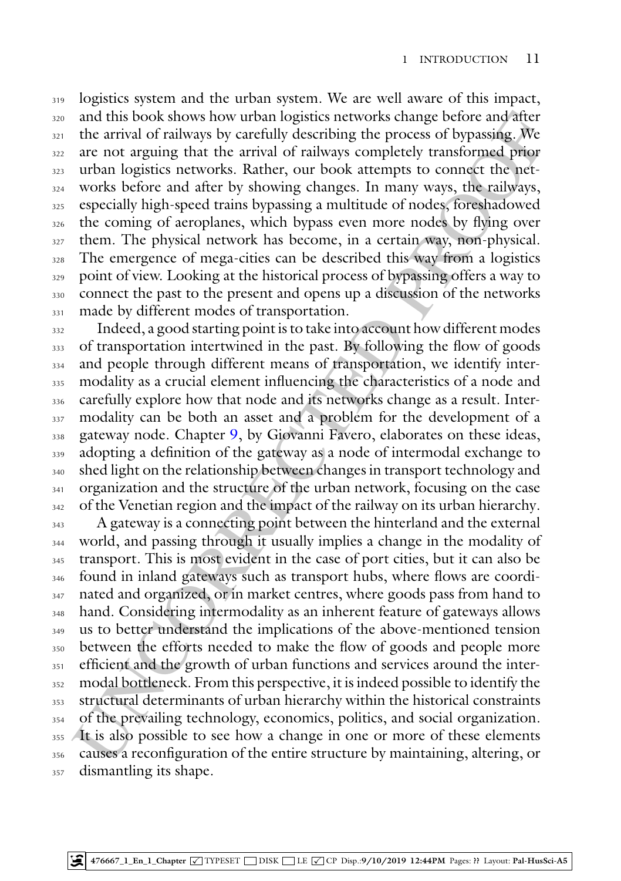logistics system and the urban system. We are well aware of this impact, and this book shows how urban logistics networks change before and after the arrival of railways by carefully describing the process of bypassing. We are not arguing that the arrival of railways completely transformed prior urban logistics networks. Rather, our book attempts to connect the networks before and after by showing changes. In many ways, the railways, especially high-speed trains bypassing a multitude of nodes, foreshadowed the coming of aeroplanes, which bypass even more nodes by flying over them. The physical network has become, in a certain way, non-physical. The emergence of mega-cities can be described this way from a logistics point of view. Looking at the historical process of bypassing offers a way to connect the past to the present and opens up a discussion of the networks made by different modes of transportation.

Indeed, a good starting point is to take into account how different modes of transportation intertwined in the past. By following the flow of goods and people through different means of transportation, we identify intermodality as a crucial element influencing the characteristics of a node and carefully explore how that node and its networks change as a result. Intermodality can be both an asset and a problem for the development of a gateway node. Chapter 9, by Giovanni Favero, elaborates on these ideas, adopting a definition of the gateway as a node of intermodal exchange to shed light on the relationship between changes in transport technology and organization and the structure of the urban network, focusing on the case of the Venetian region and the impact of the railway on its urban hierarchy.

A gateway is a connecting point between the hinterland and the external world, and passing through it usually implies a change in the modality of transport. This is most evident in the case of port cities, but it can also be found in inland gateways such as transport hubs, where flows are coordinated and organized, or in market centres, where goods pass from hand to hand. Considering intermodality as an inherent feature of gateways allows us to better understand the implications of the above-mentioned tension between the efforts needed to make the flow of goods and people more efficient and the growth of urban functions and services around the intermodal bottleneck. From this perspective, it is indeed possible to identify the structural determinants of urban hierarchy within the historical constraints of the prevailing technology, economics, politics, and social organization. It is also possible to see how a change in one or more of these elements causes a reconfiguration of the entire structure by maintaining, altering, or dismantling its shape.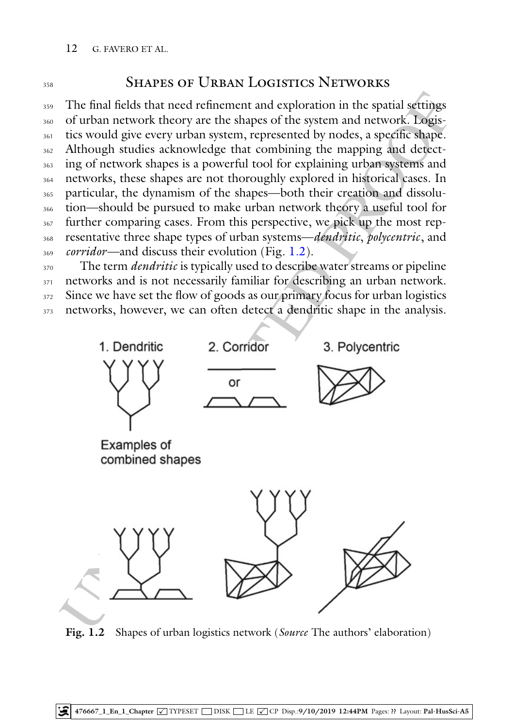## Shapes of Urban Logistics Networks

The final fields that need refinement and exploration in the spatial settings of urban network theory are the shapes of the system and network. Logistics would give every urban system, represented by nodes, a specific shape. Although studies acknowledge that combining the mapping and detecting of network shapes is a powerful tool for explaining urban systems and networks, these shapes are not thoroughly explored in historical cases. In particular, the dynamism of the shapes—both their creation and dissolution—should be pursued to make urban network theory a useful tool for further comparing cases. From this perspective, we pick up the most representative three shape types of urban systems—*dendritic*, *polycentric*, and *corridor*—and discuss their evolution (Fig. 1.2).

The term *dendritic* is typically used to describe water streams or pipeline networks and is not necessarily familiar for describing an urban network. Since we have set the flow of goods as our primary focus for urban logistics networks, however, we can often detect a dendritic shape in the analysis.

1. Dendritic 2. Corridor or 3. Polycentric

Examples of combined shapes

**Fig. 1.2** Shapes of urban logistics network (*Source* The authors' elaboration)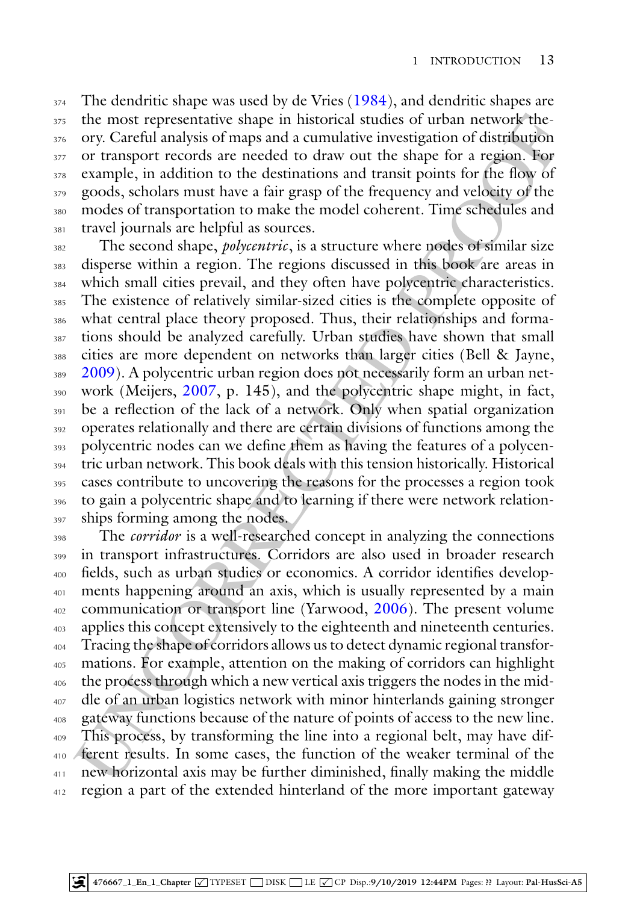The dendritic shape was used by de Vries (1984), and dendritic shapes are the most representative shape in historical studies of urban network theory. Careful analysis of maps and a cumulative investigation of distribution or transport records are needed to draw out the shape for a region. For example, in addition to the destinations and transit points for the flow of goods, scholars must have a fair grasp of the frequency and velocity of the modes of transportation to make the model coherent. Time schedules and travel journals are helpful as sources.

The second shape, *polycentric*, is a structure where nodes of similar size disperse within a region. The regions discussed in this book are areas in which small cities prevail, and they often have polycentric characteristics. The existence of relatively similar-sized cities is the complete opposite of what central place theory proposed. Thus, their relationships and formations should be analyzed carefully. Urban studies have shown that small cities are more dependent on networks than larger cities (Bell & Jayne, 2009). A polycentric urban region does not necessarily form an urban network (Meijers, 2007, p. 145), and the polycentric shape might, in fact, be a reflection of the lack of a network. Only when spatial organization operates relationally and there are certain divisions of functions among the polycentric nodes can we define them as having the features of a polycentric urban network. This book deals with this tension historically. Historical cases contribute to uncovering the reasons for the processes a region took to gain a polycentric shape and to learning if there were network relationships forming among the nodes.

The *corridor* is a well-researched concept in analyzing the connections in transport infrastructures. Corridors are also used in broader research fields, such as urban studies or economics. A corridor identifies developments happening around an axis, which is usually represented by a main communication or transport line (Yarwood, 2006). The present volume applies this concept extensively to the eighteenth and nineteenth centuries. Tracing the shape of corridors allows us to detect dynamic regional transformations. For example, attention on the making of corridors can highlight the process through which a new vertical axis triggers the nodes in the middle of an urban logistics network with minor hinterlands gaining stronger gateway functions because of the nature of points of access to the new line. This process, by transforming the line into a regional belt, may have different results. In some cases, the function of the weaker terminal of the new horizontal axis may be further diminished, finally making the middle region a part of the extended hinterland of the more important gateway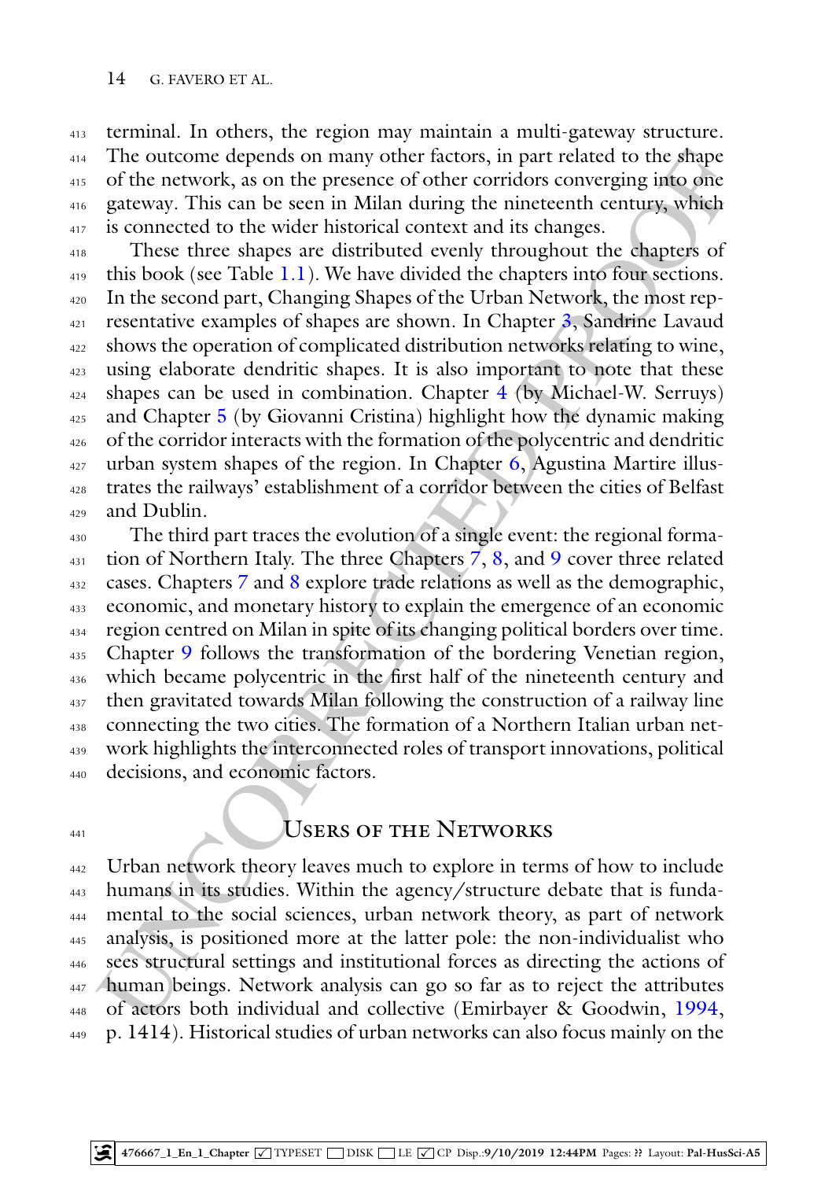terminal. In others, the region may maintain a multi-gateway structure. The outcome depends on many other factors, in part related to the shape of the network, as on the presence of other corridors converging into one gateway. This can be seen in Milan during the nineteenth century, which is connected to the wider historical context and its changes.

These three shapes are distributed evenly throughout the chapters of this book (see Table 1.1). We have divided the chapters into four sections. In the second part, Changing Shapes of the Urban Network, the most representative examples of shapes are shown. In Chapter 3, Sandrine Lavaud shows the operation of complicated distribution networks relating to wine, using elaborate dendritic shapes. It is also important to note that these shapes can be used in combination. Chapter 4 (by Michael-W. Serruys) and Chapter 5 (by Giovanni Cristina) highlight how the dynamic making of the corridor interacts with the formation of the polycentric and dendritic urban system shapes of the region. In Chapter 6, Agustina Martire illustrates the railways' establishment of a corridor between the cities of Belfast and Dublin.

The third part traces the evolution of a single event: the regional formation of Northern Italy. The three Chapters 7, 8, and 9 cover three related cases. Chapters 7 and 8 explore trade relations as well as the demographic, economic, and monetary history to explain the emergence of an economic region centred on Milan in spite of its changing political borders over time. Chapter 9 follows the transformation of the bordering Venetian region, which became polycentric in the first half of the nineteenth century and then gravitated towards Milan following the construction of a railway line connecting the two cities. The formation of a Northern Italian urban network highlights the interconnected roles of transport innovations, political decisions, and economic factors.

## Users of the Networks

Urban network theory leaves much to explore in terms of how to include humans in its studies. Within the agency/structure debate that is fundamental to the social sciences, urban network theory, as part of network analysis, is positioned more at the latter pole: the non-individualist who sees structural settings and institutional forces as directing the actions of human beings. Network analysis can go so far as to reject the attributes of actors both individual and collective (Emirbayer & Goodwin, 1994, p. 1414). Historical studies of urban networks can also focus mainly on the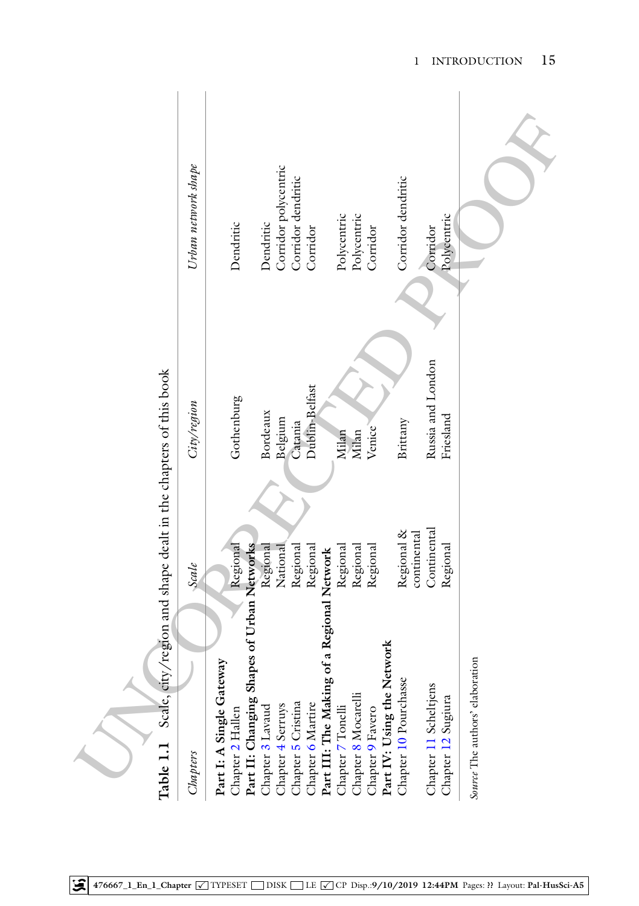**Table 1.1** Scale, city/region and shape dealt in the chapters of this book

| *Chapters* | *Scale* | *City/region* | *Urban network shape* |
|---|---|---|---|
| **Part I: A Single Gateway** | | | |
| Chapter 2 Hallen | Regional | Gothenburg | Dendritic |
| **Part II: Changing Shapes of Urban Networks** | | | |
| Chapter 3 Lavaud | Regional | Bordeaux | Dendritic |
| Chapter 4 Serruys | National | Belgium | Corridor polycentric |
| Chapter 5 Cristina | Regional | Catania | Corridor dendritic |
| Chapter 6 Martire | Regional | Dublin-Belfast | Corridor |
| **Part III: The Making of a Regional Network** | | | |
| Chapter 7 Tonelli | Regional | Milan | Polycentric |
| Chapter 8 Mocarelli | Regional | Milan | Polycentric |
| Chapter 9 Favero | Regional | Venice | Corridor |
| **Part IV: Using the Network** | | | |
| Chapter 10 Pourchasse | Regional & continental | Brittany | Corridor dendritic |
| Chapter 11 Scheltjens | Continental | Russia and London | Corridor |
| Chapter 12 Sugiura | Regional | Friesland | Polycentric |

*Source* The authors' elaboration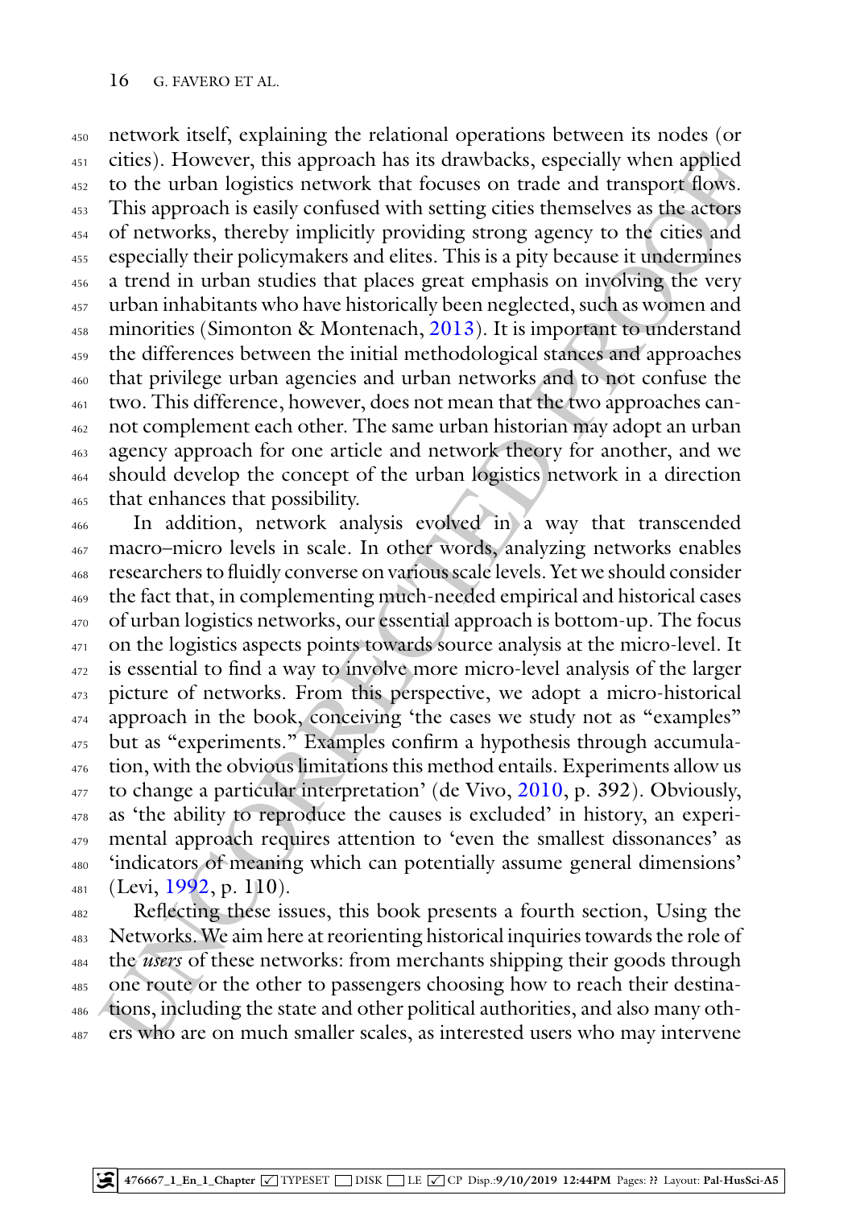network itself, explaining the relational operations between its nodes (or cities). However, this approach has its drawbacks, especially when applied to the urban logistics network that focuses on trade and transport flows. This approach is easily confused with setting cities themselves as the actors of networks, thereby implicitly providing strong agency to the cities and especially their policymakers and elites. This is a pity because it undermines a trend in urban studies that places great emphasis on involving the very urban inhabitants who have historically been neglected, such as women and minorities (Simonton & Montenach, 2013). It is important to understand the differences between the initial methodological stances and approaches that privilege urban agencies and urban networks and to not confuse the two. This difference, however, does not mean that the two approaches cannot complement each other. The same urban historian may adopt an urban agency approach for one article and network theory for another, and we should develop the concept of the urban logistics network in a direction that enhances that possibility.

In addition, network analysis evolved in a way that transcended macro–micro levels in scale. In other words, analyzing networks enables researchers to fluidly converse on various scale levels. Yet we should consider the fact that, in complementing much-needed empirical and historical cases of urban logistics networks, our essential approach is bottom-up. The focus on the logistics aspects points towards source analysis at the micro-level. It is essential to find a way to involve more micro-level analysis of the larger picture of networks. From this perspective, we adopt a micro-historical approach in the book, conceiving 'the cases we study not as "examples" but as "experiments." Examples confirm a hypothesis through accumulation, with the obvious limitations this method entails. Experiments allow us to change a particular interpretation' (de Vivo, 2010, p. 392). Obviously, as 'the ability to reproduce the causes is excluded' in history, an experimental approach requires attention to 'even the smallest dissonances' as 'indicators of meaning which can potentially assume general dimensions' (Levi, 1992, p. 110).

Reflecting these issues, this book presents a fourth section, Using the Networks. We aim here at reorienting historical inquiries towards the role of the *users* of these networks: from merchants shipping their goods through one route or the other to passengers choosing how to reach their destinations, including the state and other political authorities, and also many others who are on much smaller scales, as interested users who may intervene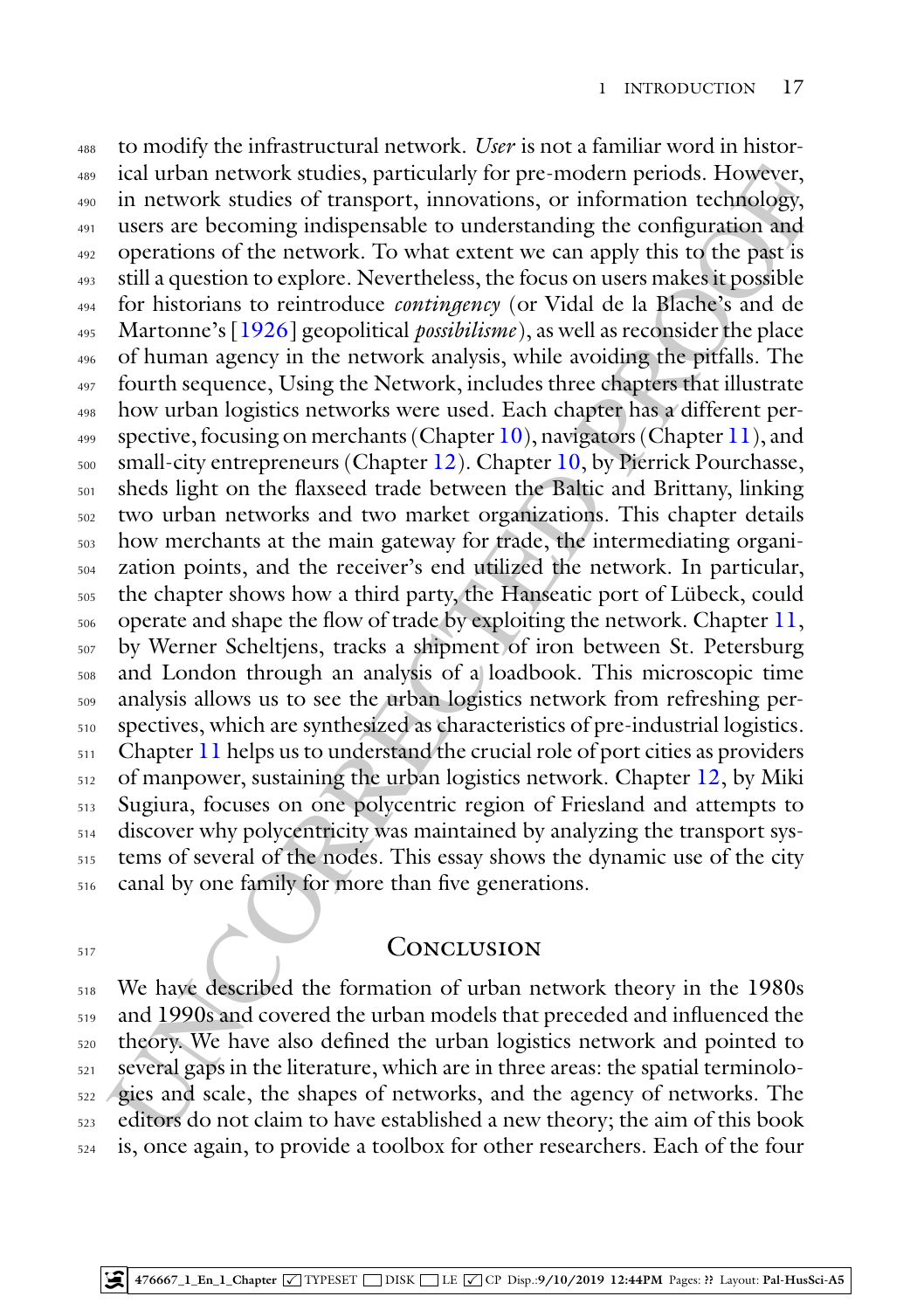to modify the infrastructural network. *User* is not a familiar word in historical urban network studies, particularly for pre-modern periods. However, in network studies of transport, innovations, or information technology, users are becoming indispensable to understanding the configuration and operations of the network. To what extent we can apply this to the past is still a question to explore. Nevertheless, the focus on users makes it possible for historians to reintroduce *contingency* (or Vidal de la Blache's and de Martonne's [1926] geopolitical *possibilisme*), as well as reconsider the place of human agency in the network analysis, while avoiding the pitfalls. The fourth sequence, Using the Network, includes three chapters that illustrate how urban logistics networks were used. Each chapter has a different perspective, focusing on merchants (Chapter 10), navigators (Chapter 11), and small-city entrepreneurs (Chapter 12). Chapter 10, by Pierrick Pourchasse, sheds light on the flaxseed trade between the Baltic and Brittany, linking two urban networks and two market organizations. This chapter details how merchants at the main gateway for trade, the intermediating organization points, and the receiver's end utilized the network. In particular, the chapter shows how a third party, the Hanseatic port of Lübeck, could operate and shape the flow of trade by exploiting the network. Chapter 11, by Werner Scheltjens, tracks a shipment of iron between St. Petersburg and London through an analysis of a loadbook. This microscopic time analysis allows us to see the urban logistics network from refreshing perspectives, which are synthesized as characteristics of pre-industrial logistics. Chapter 11 helps us to understand the crucial role of port cities as providers of manpower, sustaining the urban logistics network. Chapter 12, by Miki Sugiura, focuses on one polycentric region of Friesland and attempts to discover why polycentricity was maintained by analyzing the transport systems of several of the nodes. This essay shows the dynamic use of the city canal by one family for more than five generations.

## Conclusion

We have described the formation of urban network theory in the 1980s and 1990s and covered the urban models that preceded and influenced the theory. We have also defined the urban logistics network and pointed to several gaps in the literature, which are in three areas: the spatial terminologies and scale, the shapes of networks, and the agency of networks. The editors do not claim to have established a new theory; the aim of this book is, once again, to provide a toolbox for other researchers. Each of the four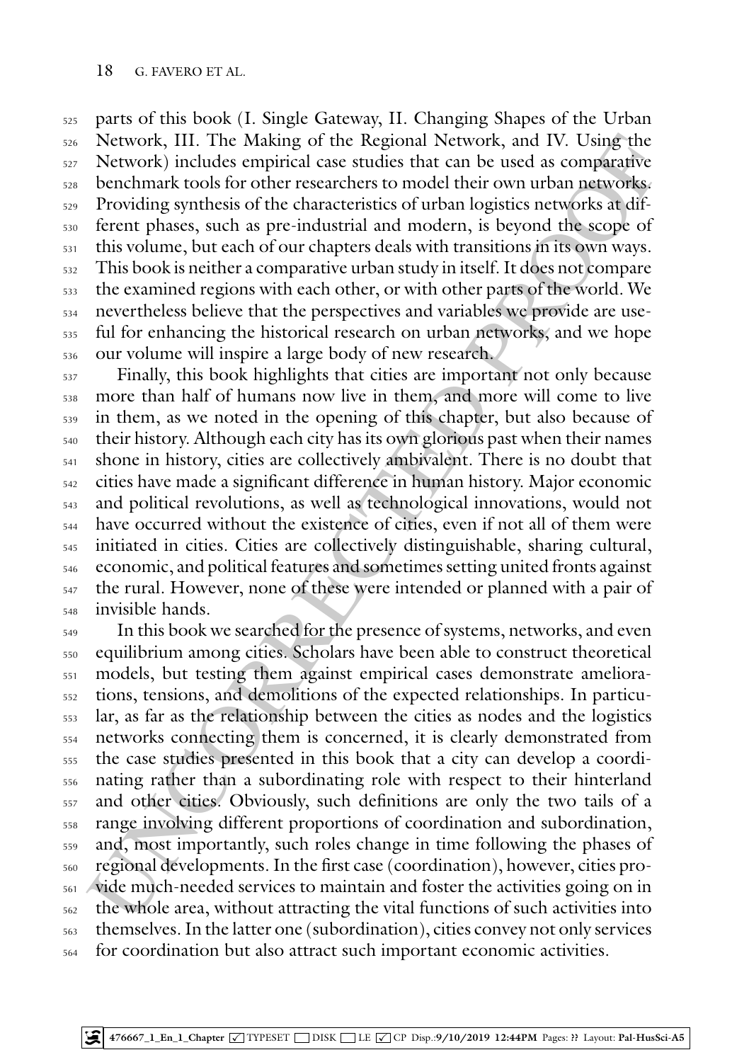parts of this book (I. Single Gateway, II. Changing Shapes of the Urban Network, III. The Making of the Regional Network, and IV. Using the Network) includes empirical case studies that can be used as comparative benchmark tools for other researchers to model their own urban networks. Providing synthesis of the characteristics of urban logistics networks at different phases, such as pre-industrial and modern, is beyond the scope of this volume, but each of our chapters deals with transitions in its own ways. This book is neither a comparative urban study in itself. It does not compare the examined regions with each other, or with other parts of the world. We nevertheless believe that the perspectives and variables we provide are useful for enhancing the historical research on urban networks, and we hope our volume will inspire a large body of new research.

Finally, this book highlights that cities are important not only because more than half of humans now live in them, and more will come to live in them, as we noted in the opening of this chapter, but also because of their history. Although each city has its own glorious past when their names shone in history, cities are collectively ambivalent. There is no doubt that cities have made a significant difference in human history. Major economic and political revolutions, as well as technological innovations, would not have occurred without the existence of cities, even if not all of them were initiated in cities. Cities are collectively distinguishable, sharing cultural, economic, and political features and sometimes setting united fronts against the rural. However, none of these were intended or planned with a pair of invisible hands.

In this book we searched for the presence of systems, networks, and even equilibrium among cities. Scholars have been able to construct theoretical models, but testing them against empirical cases demonstrate ameliorations, tensions, and demolitions of the expected relationships. In particular, as far as the relationship between the cities as nodes and the logistics networks connecting them is concerned, it is clearly demonstrated from the case studies presented in this book that a city can develop a coordinating rather than a subordinating role with respect to their hinterland and other cities. Obviously, such definitions are only the two tails of a range involving different proportions of coordination and subordination, and, most importantly, such roles change in time following the phases of regional developments. In the first case (coordination), however, cities provide much-needed services to maintain and foster the activities going on in the whole area, without attracting the vital functions of such activities into themselves. In the latter one (subordination), cities convey not only services for coordination but also attract such important economic activities.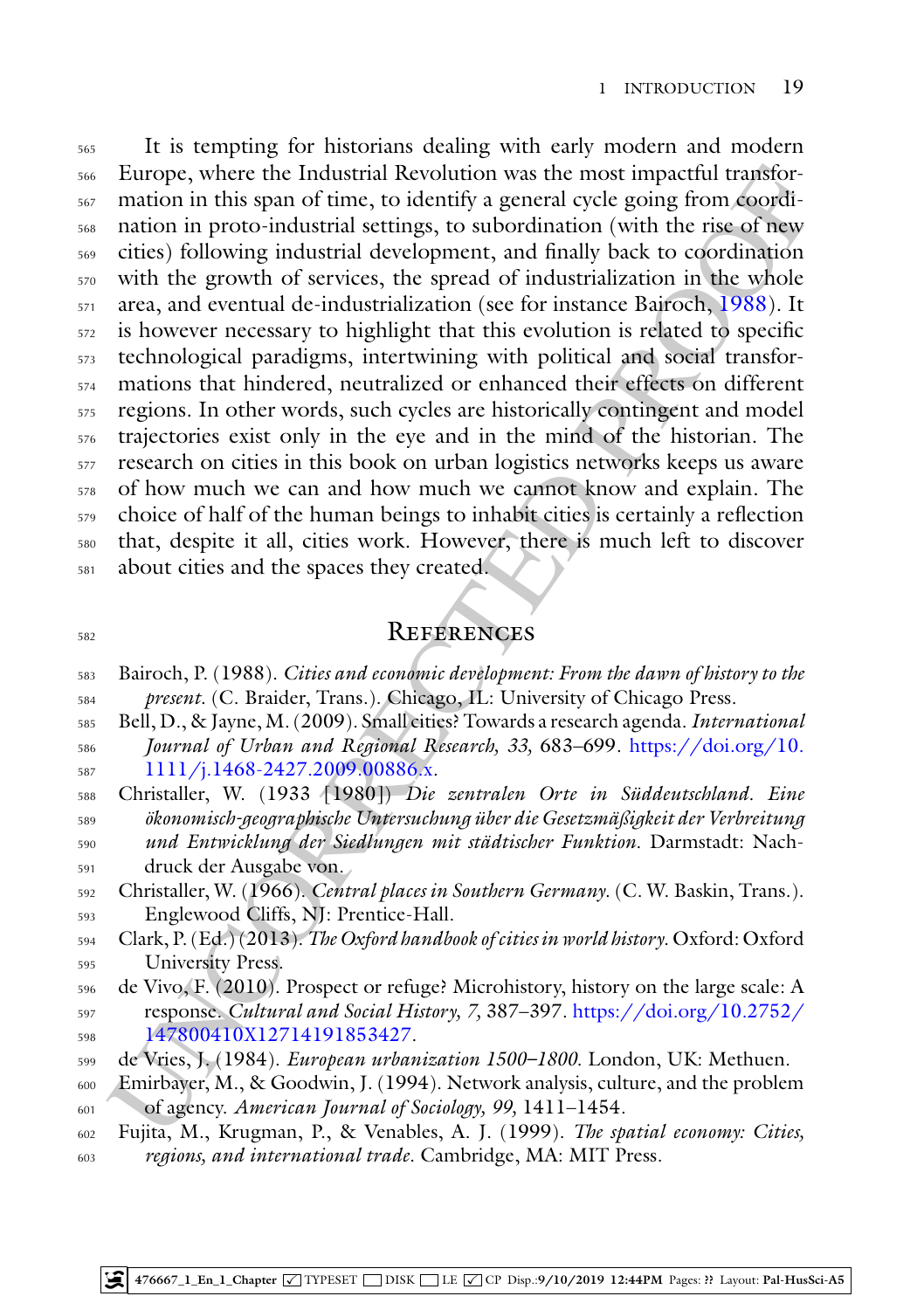It is tempting for historians dealing with early modern and modern Europe, where the Industrial Revolution was the most impactful transformation in this span of time, to identify a general cycle going from coordination in proto-industrial settings, to subordination (with the rise of new cities) following industrial development, and finally back to coordination with the growth of services, the spread of industrialization in the whole area, and eventual de-industrialization (see for instance Bairoch, 1988). It is however necessary to highlight that this evolution is related to specific technological paradigms, intertwining with political and social transformations that hindered, neutralized or enhanced their effects on different regions. In other words, such cycles are historically contingent and model trajectories exist only in the eye and in the mind of the historian. The research on cities in this book on urban logistics networks keeps us aware of how much we can and how much we cannot know and explain. The choice of half of the human beings to inhabit cities is certainly a reflection that, despite it all, cities work. However, there is much left to discover about cities and the spaces they created.

## References

Bairoch, P. (1988). *Cities and economic development: From the dawn of history to the present*. (C. Braider, Trans.). Chicago, IL: University of Chicago Press.

Bell, D., & Jayne, M. (2009). Small cities? Towards a research agenda. *International Journal of Urban and Regional Research, 33*, 683–699. https://doi.org/10.1111/j.1468-2427.2009.00886.x.

Christaller, W. (1933 [1980]) *Die zentralen Orte in Süddeutschland. Eine ökonomisch-geographische Untersuchung über die Gesetzmäßigkeit der Verbreitung und Entwicklung der Siedlungen mit städtischer Funktion*. Darmstadt: Nachdruck der Ausgabe von.

Christaller, W. (1966). *Central places in Southern Germany*. (C. W. Baskin, Trans.). Englewood Cliffs, NJ: Prentice-Hall.

Clark, P. (Ed.) (2013). *The Oxford handbook of cities in world history*. Oxford: Oxford University Press.

de Vivo, F. (2010). Prospect or refuge? Microhistory, history on the large scale: A response. *Cultural and Social History, 7*, 387–397. https://doi.org/10.2752/147800410X12714191853427.

de Vries, J. (1984). *European urbanization 1500–1800*. London, UK: Methuen.

Emirbayer, M., & Goodwin, J. (1994). Network analysis, culture, and the problem of agency. *American Journal of Sociology, 99*, 1411–1454.

Fujita, M., Krugman, P., & Venables, A. J. (1999). *The spatial economy: Cities, regions, and international trade*. Cambridge, MA: MIT Press.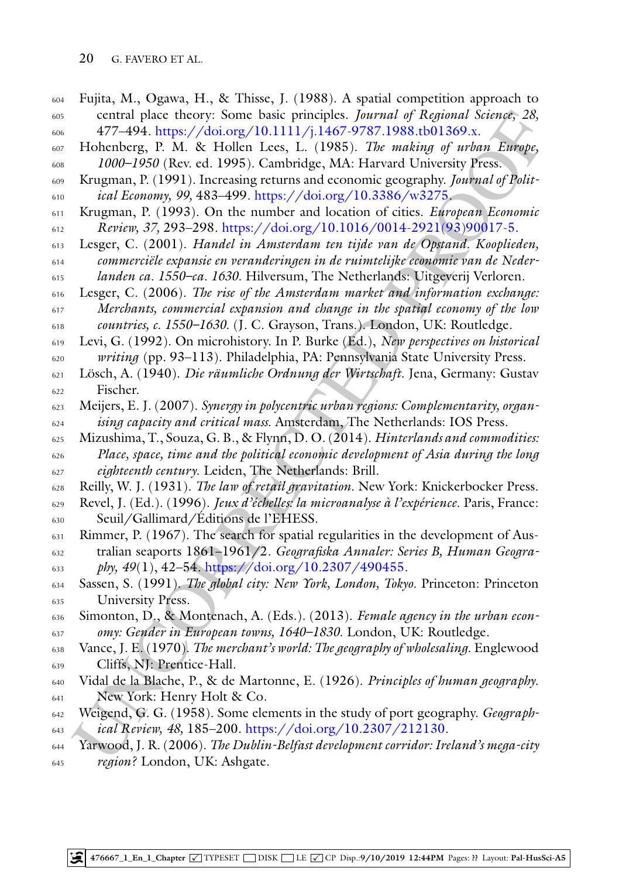Fujita, M., Ogawa, H., & Thisse, J. (1988). A spatial competition approach to central place theory: Some basic principles. *Journal of Regional Science, 28,* 477–494. https://doi.org/10.1111/j.1467-9787.1988.tb01369.x.

Hohenberg, P. M. & Hollen Lees, L. (1985). *The making of urban Europe, 1000–1950* (Rev. ed. 1995). Cambridge, MA: Harvard University Press.

Krugman, P. (1991). Increasing returns and economic geography. *Journal of Political Economy, 99,* 483–499. https://doi.org/10.3386/w3275.

Krugman, P. (1993). On the number and location of cities. *European Economic Review, 37,* 293–298. https://doi.org/10.1016/0014-2921(93)90017-5.

Lesger, C. (2001). *Handel in Amsterdam ten tijde van de Opstand. Kooplieden, commerciële expansie en veranderingen in de ruimtelijke economie van de Nederlanden ca. 1550–ca. 1630.* Hilversum, The Netherlands: Uitgeverij Verloren.

Lesger, C. (2006). *The rise of the Amsterdam market and information exchange: Merchants, commercial expansion and change in the spatial economy of the low countries, c. 1550–1630.* (J. C. Grayson, Trans.). London, UK: Routledge.

Levi, G. (1992). On microhistory. In P. Burke (Ed.), *New perspectives on historical writing* (pp. 93–113). Philadelphia, PA: Pennsylvania State University Press.

Lösch, A. (1940). *Die räumliche Ordnung der Wirtschaft.* Jena, Germany: Gustav Fischer.

Meijers, E. J. (2007). *Synergy in polycentric urban regions: Complementarity, organising capacity and critical mass.* Amsterdam, The Netherlands: IOS Press.

Mizushima, T., Souza, G. B., & Flynn, D. O. (2014). *Hinterlands and commodities: Place, space, time and the political economic development of Asia during the long eighteenth century.* Leiden, The Netherlands: Brill.

Reilly, W. J. (1931). *The law of retail gravitation.* New York: Knickerbocker Press.

Revel, J. (Ed.). (1996). *Jeux d'échelles: la microanalyse à l'expérience.* Paris, France: Seuil/Gallimard/Éditions de l'EHESS.

Rimmer, P. (1967). The search for spatial regularities in the development of Australian seaports 1861–1961/2. *Geografiska Annaler: Series B, Human Geography, 49*(1), 42–54. https://doi.org/10.2307/490455.

Sassen, S. (1991). *The global city: New York, London, Tokyo.* Princeton: Princeton University Press.

Simonton, D., & Montenach, A. (Eds.). (2013). *Female agency in the urban economy: Gender in European towns, 1640–1830.* London, UK: Routledge.

Vance, J. E. (1970). *The merchant's world: The geography of wholesaling.* Englewood Cliffs, NJ: Prentice-Hall.

Vidal de la Blache, P., & de Martonne, E. (1926). *Principles of human geography.* New York: Henry Holt & Co.

Weigend, G. G. (1958). Some elements in the study of port geography. *Geographical Review, 48,* 185–200. https://doi.org/10.2307/212130.

Yarwood, J. R. (2006). *The Dublin-Belfast development corridor: Ireland's mega-city region?* London, UK: Ashgate.